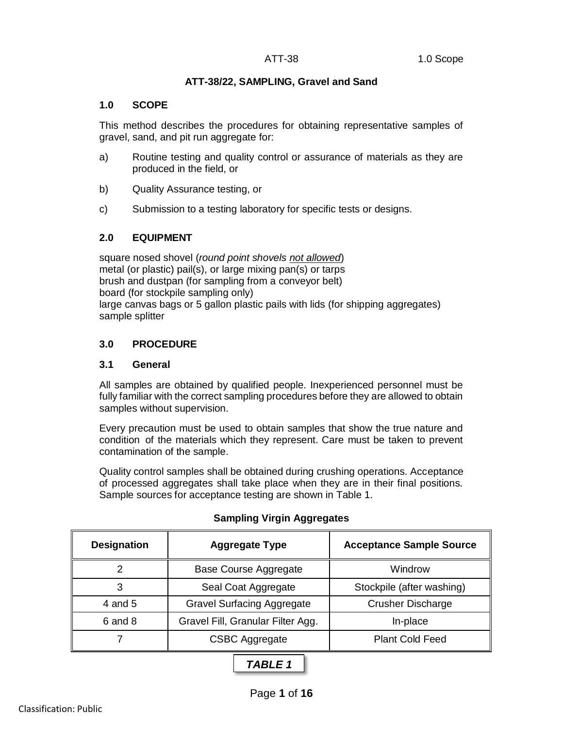# ATT-38/22, SAMPLING, Gravel and Sand

## 1.0 SCOPE

This method describes the procedures for obtaining representative samples of gravel, sand, and pit run aggregate for:

a) Routine testing and quality control or assurance of materials as they are produced in the field, or

b) Quality Assurance testing, or

c) Submission to a testing laboratory for specific tests or designs.

## 2.0 EQUIPMENT

square nosed shovel (*round point shovels <u>not allowed</u>*)
metal (or plastic) pail(s), or large mixing pan(s) or tarps
brush and dustpan (for sampling from a conveyor belt)
board (for stockpile sampling only)
large canvas bags or 5 gallon plastic pails with lids (for shipping aggregates)
sample splitter

## 3.0 PROCEDURE

### 3.1 General

All samples are obtained by qualified people. Inexperienced personnel must be fully familiar with the correct sampling procedures before they are allowed to obtain samples without supervision.

Every precaution must be used to obtain samples that show the true nature and condition of the materials which they represent. Care must be taken to prevent contamination of the sample.

Quality control samples shall be obtained during crushing operations. Acceptance of processed aggregates shall take place when they are in their final positions. Sample sources for acceptance testing are shown in Table 1.

**Sampling Virgin Aggregates**

| Designation | Aggregate Type | Acceptance Sample Source |
|---|---|---|
| 2 | Base Course Aggregate | Windrow |
| 3 | Seal Coat Aggregate | Stockpile (after washing) |
| 4 and 5 | Gravel Surfacing Aggregate | Crusher Discharge |
| 6 and 8 | Gravel Fill, Granular Filter Agg. | In-place |
| 7 | CSBC Aggregate | Plant Cold Feed |

***TABLE 1***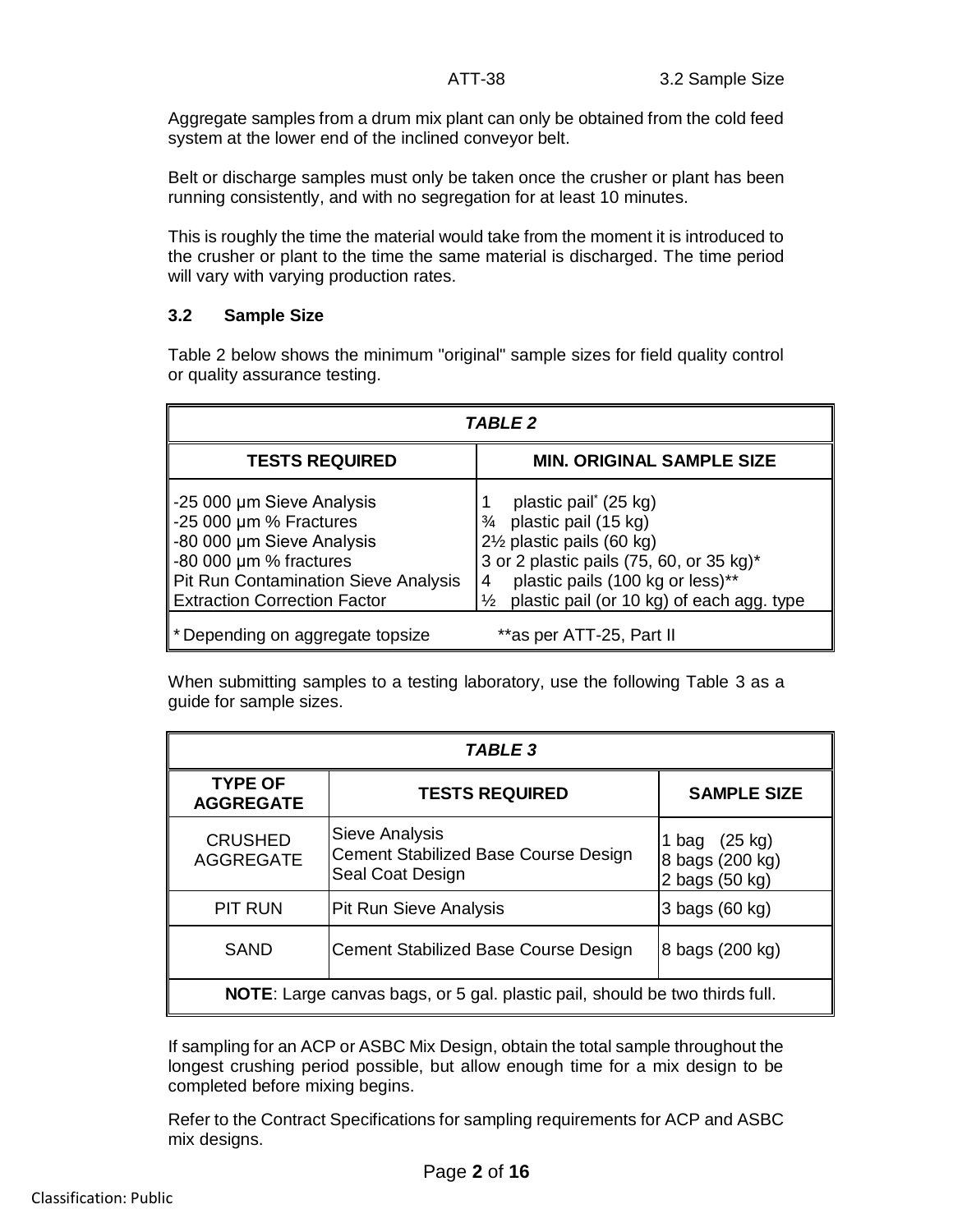Aggregate samples from a drum mix plant can only be obtained from the cold feed system at the lower end of the inclined conveyor belt.

Belt or discharge samples must only be taken once the crusher or plant has been running consistently, and with no segregation for at least 10 minutes.

This is roughly the time the material would take from the moment it is introduced to the crusher or plant to the time the same material is discharged. The time period will vary with varying production rates.

### 3.2 Sample Size

Table 2 below shows the minimum "original" sample sizes for field quality control or quality assurance testing.

| ***TABLE 2*** | |
|---|---|
| **TESTS REQUIRED** | **MIN. ORIGINAL SAMPLE SIZE** |
| -25 000 µm Sieve Analysis | 1 plastic pail* (25 kg) |
| -25 000 µm % Fractures | ¾ plastic pail (15 kg) |
| -80 000 µm Sieve Analysis | 2½ plastic pails (60 kg) |
| -80 000 µm % fractures | 3 or 2 plastic pails (75, 60, or 35 kg)* |
| Pit Run Contamination Sieve Analysis | 4 plastic pails (100 kg or less)** |
| Extraction Correction Factor | ½ plastic pail (or 10 kg) of each agg. type |
| * Depending on aggregate topsize | **as per ATT-25, Part II |

When submitting samples to a testing laboratory, use the following Table 3 as a guide for sample sizes.

| ***TABLE 3*** | | |
|---|---|---|
| **TYPE OF AGGREGATE** | **TESTS REQUIRED** | **SAMPLE SIZE** |
| CRUSHED AGGREGATE | Sieve Analysis<br>Cement Stabilized Base Course Design<br>Seal Coat Design | 1 bag (25 kg)<br>8 bags (200 kg)<br>2 bags (50 kg) |
| PIT RUN | Pit Run Sieve Analysis | 3 bags (60 kg) |
| SAND | Cement Stabilized Base Course Design | 8 bags (200 kg) |
| **NOTE**: Large canvas bags, or 5 gal. plastic pail, should be two thirds full. | | |

If sampling for an ACP or ASBC Mix Design, obtain the total sample throughout the longest crushing period possible, but allow enough time for a mix design to be completed before mixing begins.

Refer to the Contract Specifications for sampling requirements for ACP and ASBC mix designs.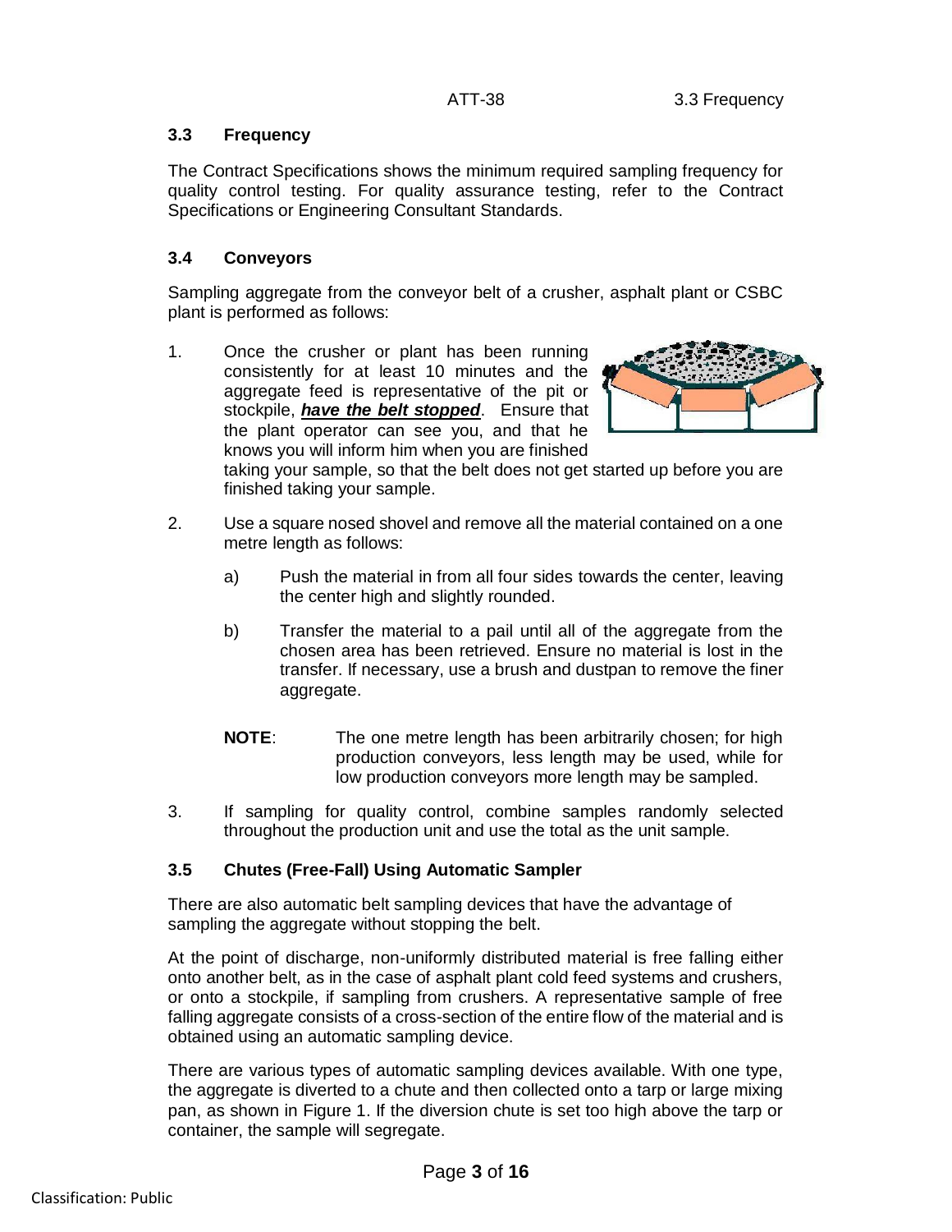### 3.3 Frequency

The Contract Specifications shows the minimum required sampling frequency for quality control testing. For quality assurance testing, refer to the Contract Specifications or Engineering Consultant Standards.

### 3.4 Conveyors

Sampling aggregate from the conveyor belt of a crusher, asphalt plant or CSBC plant is performed as follows:

1. Once the crusher or plant has been running consistently for at least 10 minutes and the aggregate feed is representative of the pit or stockpile, ***have the belt stopped***. Ensure that the plant operator can see you, and that he knows you will inform him when you are finished taking your sample, so that the belt does not get started up before you are finished taking your sample.

2. Use a square nosed shovel and remove all the material contained on a one metre length as follows:

   a) Push the material in from all four sides towards the center, leaving the center high and slightly rounded.

   b) Transfer the material to a pail until all of the aggregate from the chosen area has been retrieved. Ensure no material is lost in the transfer. If necessary, use a brush and dustpan to remove the finer aggregate.

   **NOTE**: The one metre length has been arbitrarily chosen; for high production conveyors, less length may be used, while for low production conveyors more length may be sampled.

3. If sampling for quality control, combine samples randomly selected throughout the production unit and use the total as the unit sample.

### 3.5 Chutes (Free-Fall) Using Automatic Sampler

There are also automatic belt sampling devices that have the advantage of sampling the aggregate without stopping the belt.

At the point of discharge, non-uniformly distributed material is free falling either onto another belt, as in the case of asphalt plant cold feed systems and crushers, or onto a stockpile, if sampling from crushers. A representative sample of free falling aggregate consists of a cross-section of the entire flow of the material and is obtained using an automatic sampling device.

There are various types of automatic sampling devices available. With one type, the aggregate is diverted to a chute and then collected onto a tarp or large mixing pan, as shown in Figure 1. If the diversion chute is set too high above the tarp or container, the sample will segregate.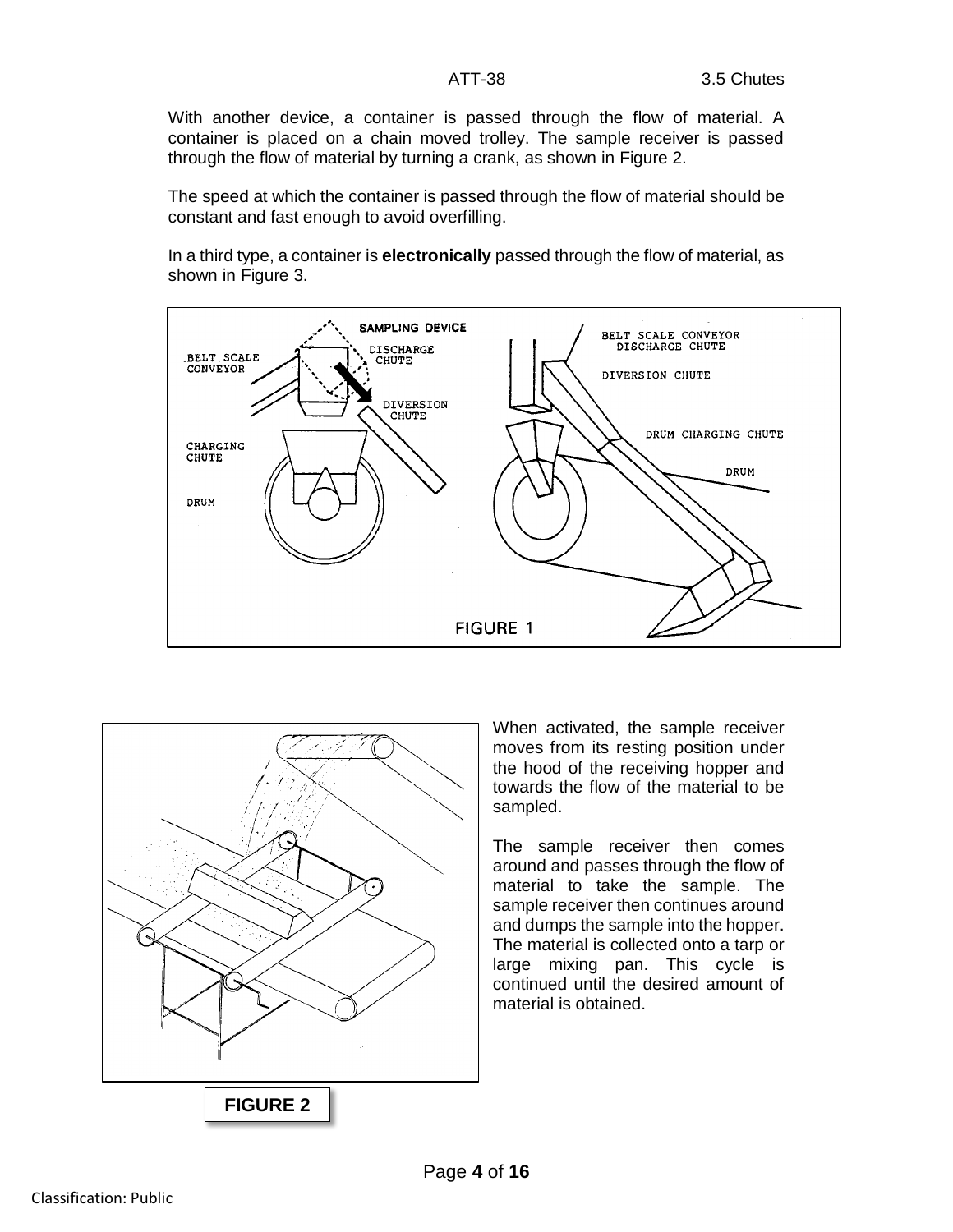With another device, a container is passed through the flow of material. A container is placed on a chain moved trolley. The sample receiver is passed through the flow of material by turning a crank, as shown in Figure 2.

The speed at which the container is passed through the flow of material should be constant and fast enough to avoid overfilling.

In a third type, a container is **electronically** passed through the flow of material, as shown in Figure 3.

FIGURE 1

When activated, the sample receiver moves from its resting position under the hood of the receiving hopper and towards the flow of the material to be sampled.

The sample receiver then comes around and passes through the flow of material to take the sample. The sample receiver then continues around and dumps the sample into the hopper. The material is collected onto a tarp or large mixing pan. This cycle is continued until the desired amount of material is obtained.

**FIGURE 2**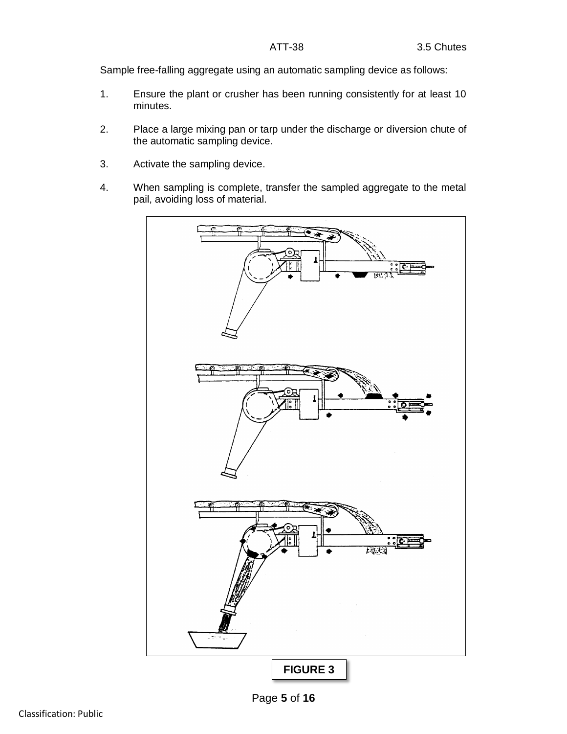Sample free-falling aggregate using an automatic sampling device as follows:

1. Ensure the plant or crusher has been running consistently for at least 10 minutes.

2. Place a large mixing pan or tarp under the discharge or diversion chute of the automatic sampling device.

3. Activate the sampling device.

4. When sampling is complete, transfer the sampled aggregate to the metal pail, avoiding loss of material.

**FIGURE 3**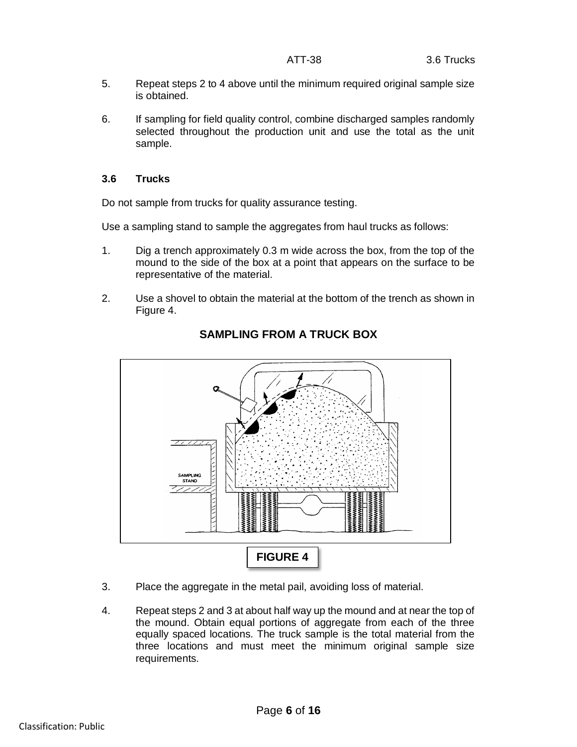5. Repeat steps 2 to 4 above until the minimum required original sample size is obtained.

6. If sampling for field quality control, combine discharged samples randomly selected throughout the production unit and use the total as the unit sample.

### 3.6 Trucks

Do not sample from trucks for quality assurance testing.

Use a sampling stand to sample the aggregates from haul trucks as follows:

1. Dig a trench approximately 0.3 m wide across the box, from the top of the mound to the side of the box at a point that appears on the surface to be representative of the material.

2. Use a shovel to obtain the material at the bottom of the trench as shown in Figure 4.

**SAMPLING FROM A TRUCK BOX**

**FIGURE 4**

3. Place the aggregate in the metal pail, avoiding loss of material.

4. Repeat steps 2 and 3 at about half way up the mound and at near the top of the mound. Obtain equal portions of aggregate from each of the three equally spaced locations. The truck sample is the total material from the three locations and must meet the minimum original sample size requirements.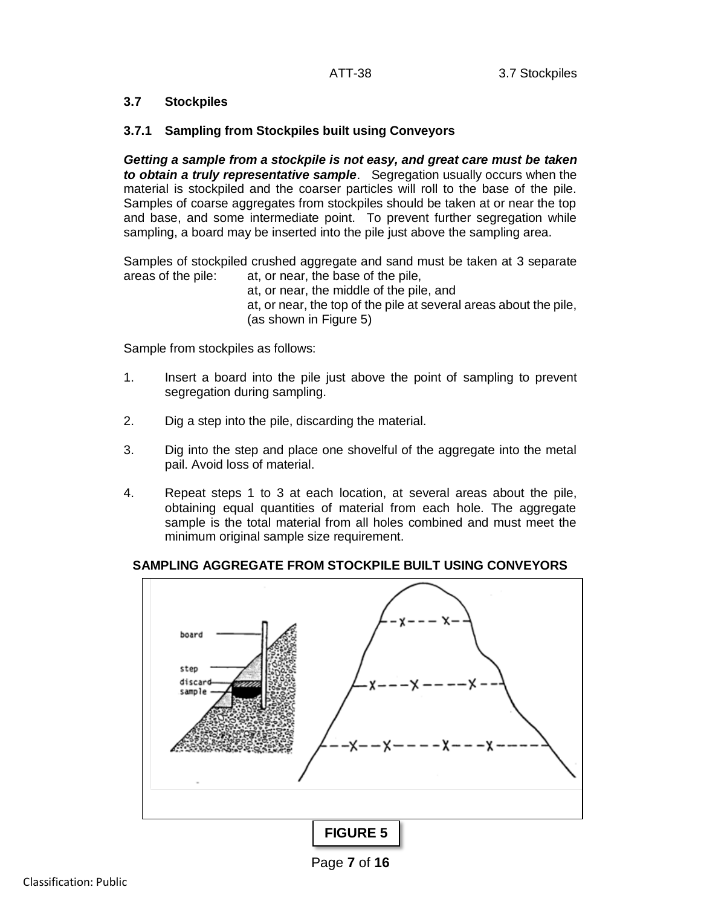## 3.7 Stockpiles

### 3.7.1 Sampling from Stockpiles built using Conveyors

***Getting a sample from a stockpile is not easy, and great care must be taken to obtain a truly representative sample***. Segregation usually occurs when the material is stockpiled and the coarser particles will roll to the base of the pile. Samples of coarse aggregates from stockpiles should be taken at or near the top and base, and some intermediate point. To prevent further segregation while sampling, a board may be inserted into the pile just above the sampling area.

Samples of stockpiled crushed aggregate and sand must be taken at 3 separate areas of the pile:

- at, or near, the base of the pile,
- at, or near, the middle of the pile, and
- at, or near, the top of the pile at several areas about the pile, (as shown in Figure 5)

Sample from stockpiles as follows:

1. Insert a board into the pile just above the point of sampling to prevent segregation during sampling.
2. Dig a step into the pile, discarding the material.
3. Dig into the step and place one shovelful of the aggregate into the metal pail. Avoid loss of material.
4. Repeat steps 1 to 3 at each location, at several areas about the pile, obtaining equal quantities of material from each hole. The aggregate sample is the total material from all holes combined and must meet the minimum original sample size requirement.

**SAMPLING AGGREGATE FROM STOCKPILE BUILT USING CONVEYORS**

**FIGURE 5**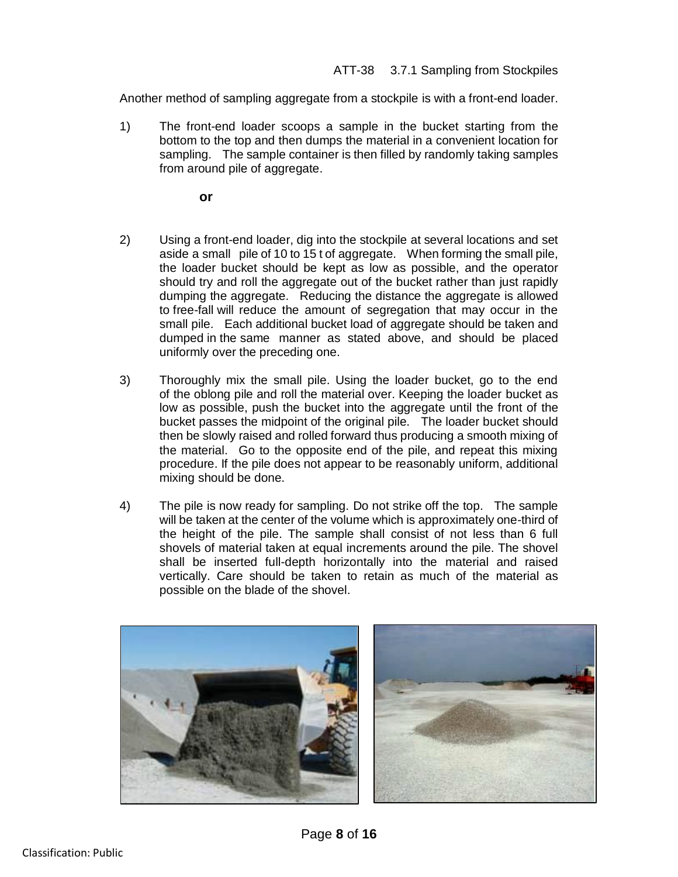Another method of sampling aggregate from a stockpile is with a front-end loader.

1) The front-end loader scoops a sample in the bucket starting from the bottom to the top and then dumps the material in a convenient location for sampling. The sample container is then filled by randomly taking samples from around pile of aggregate.

   **or**

2) Using a front-end loader, dig into the stockpile at several locations and set aside a small pile of 10 to 15 t of aggregate. When forming the small pile, the loader bucket should be kept as low as possible, and the operator should try and roll the aggregate out of the bucket rather than just rapidly dumping the aggregate. Reducing the distance the aggregate is allowed to free-fall will reduce the amount of segregation that may occur in the small pile. Each additional bucket load of aggregate should be taken and dumped in the same manner as stated above, and should be placed uniformly over the preceding one.

3) Thoroughly mix the small pile. Using the loader bucket, go to the end of the oblong pile and roll the material over. Keeping the loader bucket as low as possible, push the bucket into the aggregate until the front of the bucket passes the midpoint of the original pile. The loader bucket should then be slowly raised and rolled forward thus producing a smooth mixing of the material. Go to the opposite end of the pile, and repeat this mixing procedure. If the pile does not appear to be reasonably uniform, additional mixing should be done.

4) The pile is now ready for sampling. Do not strike off the top. The sample will be taken at the center of the volume which is approximately one-third of the height of the pile. The sample shall consist of not less than 6 full shovels of material taken at equal increments around the pile. The shovel shall be inserted full-depth horizontally into the material and raised vertically. Care should be taken to retain as much of the material as possible on the blade of the shovel.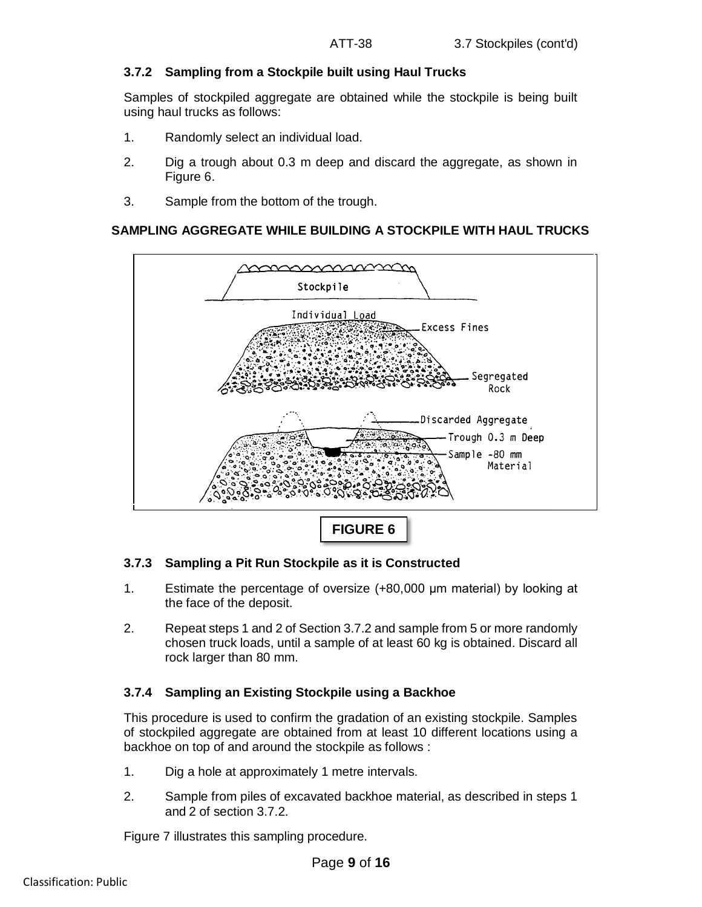### 3.7.2 Sampling from a Stockpile built using Haul Trucks

Samples of stockpiled aggregate are obtained while the stockpile is being built using haul trucks as follows:

1. Randomly select an individual load.
2. Dig a trough about 0.3 m deep and discard the aggregate, as shown in Figure 6.
3. Sample from the bottom of the trough.

**SAMPLING AGGREGATE WHILE BUILDING A STOCKPILE WITH HAUL TRUCKS**

**FIGURE 6**

### 3.7.3 Sampling a Pit Run Stockpile as it is Constructed

1. Estimate the percentage of oversize (+80,000 µm material) by looking at the face of the deposit.
2. Repeat steps 1 and 2 of Section 3.7.2 and sample from 5 or more randomly chosen truck loads, until a sample of at least 60 kg is obtained. Discard all rock larger than 80 mm.

### 3.7.4 Sampling an Existing Stockpile using a Backhoe

This procedure is used to confirm the gradation of an existing stockpile. Samples of stockpiled aggregate are obtained from at least 10 different locations using a backhoe on top of and around the stockpile as follows :

1. Dig a hole at approximately 1 metre intervals.
2. Sample from piles of excavated backhoe material, as described in steps 1 and 2 of section 3.7.2.

Figure 7 illustrates this sampling procedure.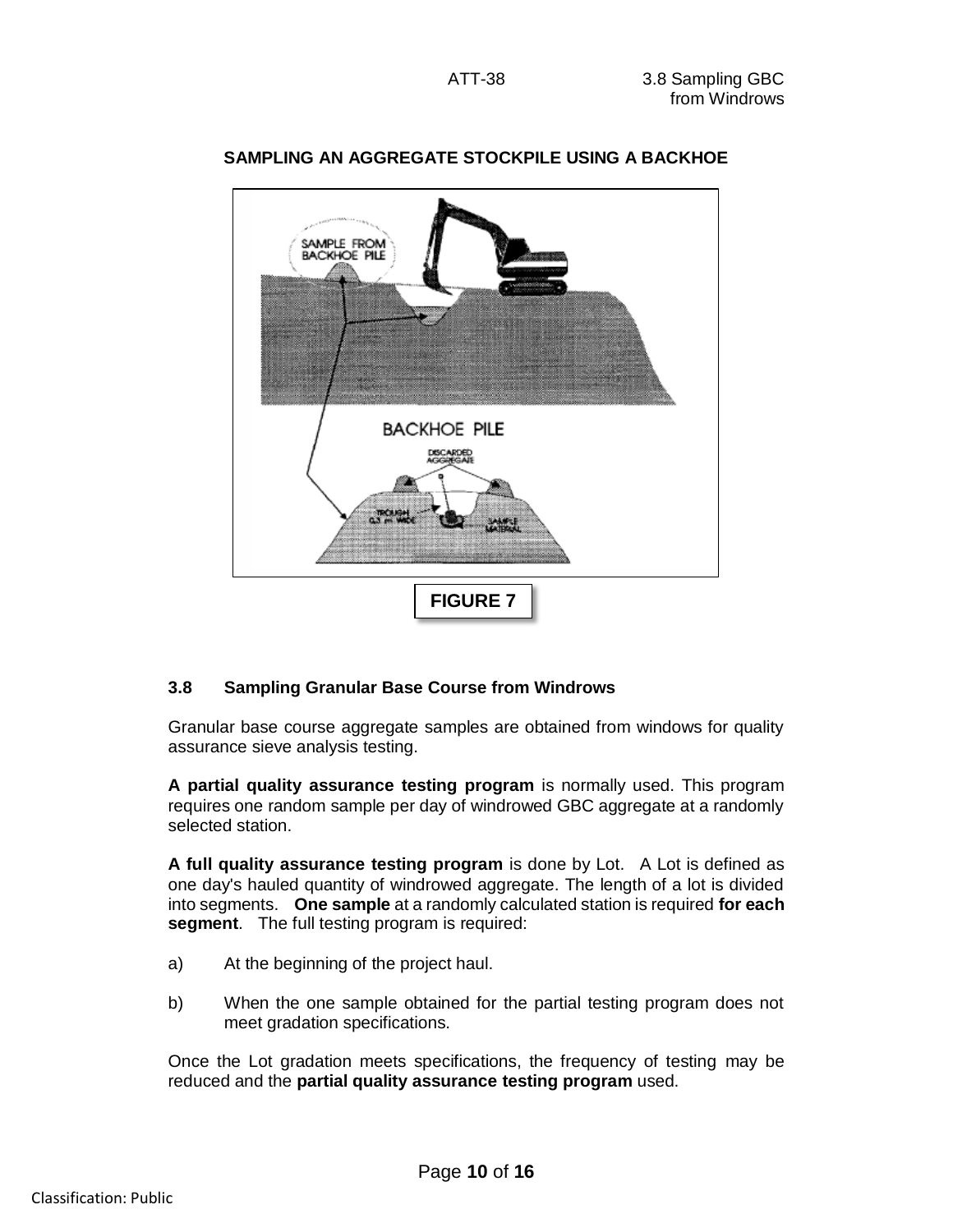**SAMPLING AN AGGREGATE STOCKPILE USING A BACKHOE**

**FIGURE 7**

### 3.8 Sampling Granular Base Course from Windrows

Granular base course aggregate samples are obtained from windows for quality assurance sieve analysis testing.

**A partial quality assurance testing program** is normally used. This program requires one random sample per day of windrowed GBC aggregate at a randomly selected station.

**A full quality assurance testing program** is done by Lot. A Lot is defined as one day's hauled quantity of windrowed aggregate. The length of a lot is divided into segments. **One sample** at a randomly calculated station is required **for each segment**. The full testing program is required:

a) At the beginning of the project haul.

b) When the one sample obtained for the partial testing program does not meet gradation specifications.

Once the Lot gradation meets specifications, the frequency of testing may be reduced and the **partial quality assurance testing program** used.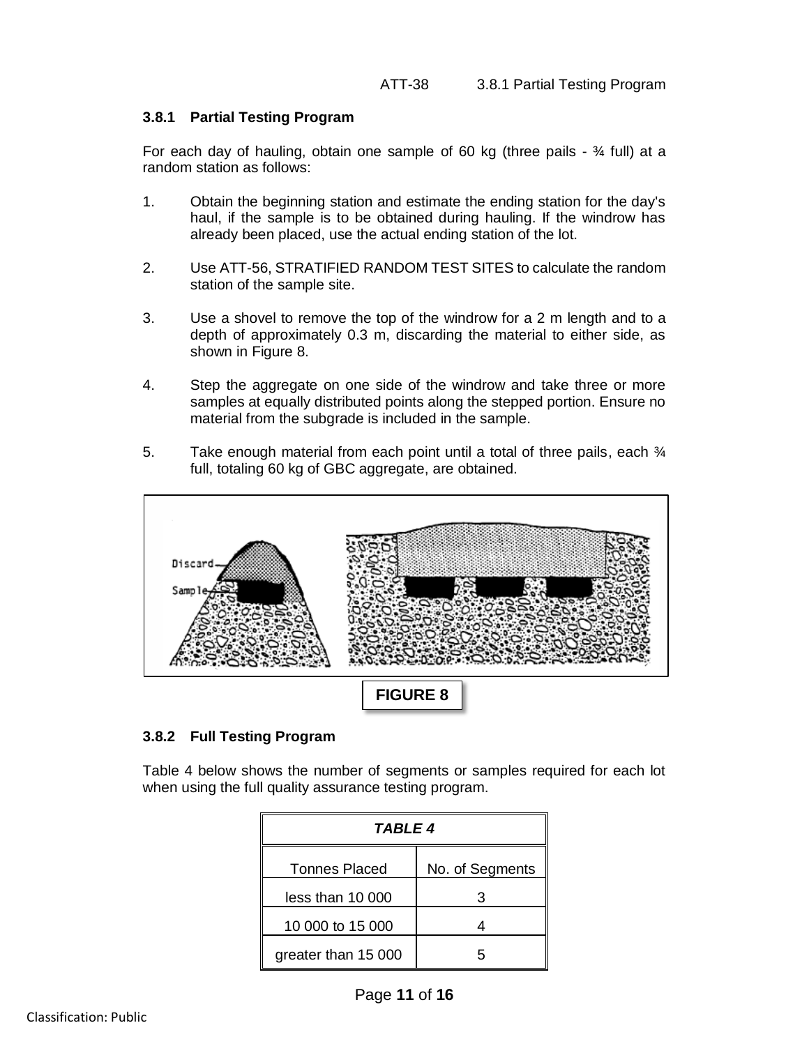### 3.8.1 Partial Testing Program

For each day of hauling, obtain one sample of 60 kg (three pails - ¾ full) at a random station as follows:

1. Obtain the beginning station and estimate the ending station for the day's haul, if the sample is to be obtained during hauling. If the windrow has already been placed, use the actual ending station of the lot.

2. Use ATT-56, STRATIFIED RANDOM TEST SITES to calculate the random station of the sample site.

3. Use a shovel to remove the top of the windrow for a 2 m length and to a depth of approximately 0.3 m, discarding the material to either side, as shown in Figure 8.

4. Step the aggregate on one side of the windrow and take three or more samples at equally distributed points along the stepped portion. Ensure no material from the subgrade is included in the sample.

5. Take enough material from each point until a total of three pails, each ¾ full, totaling 60 kg of GBC aggregate, are obtained.

Discard

Sample

**FIGURE 8**

### 3.8.2 Full Testing Program

Table 4 below shows the number of segments or samples required for each lot when using the full quality assurance testing program.

***TABLE 4***

| Tonnes Placed | No. of Segments |
|---|---|
| less than 10 000 | 3 |
| 10 000 to 15 000 | 4 |
| greater than 15 000 | 5 |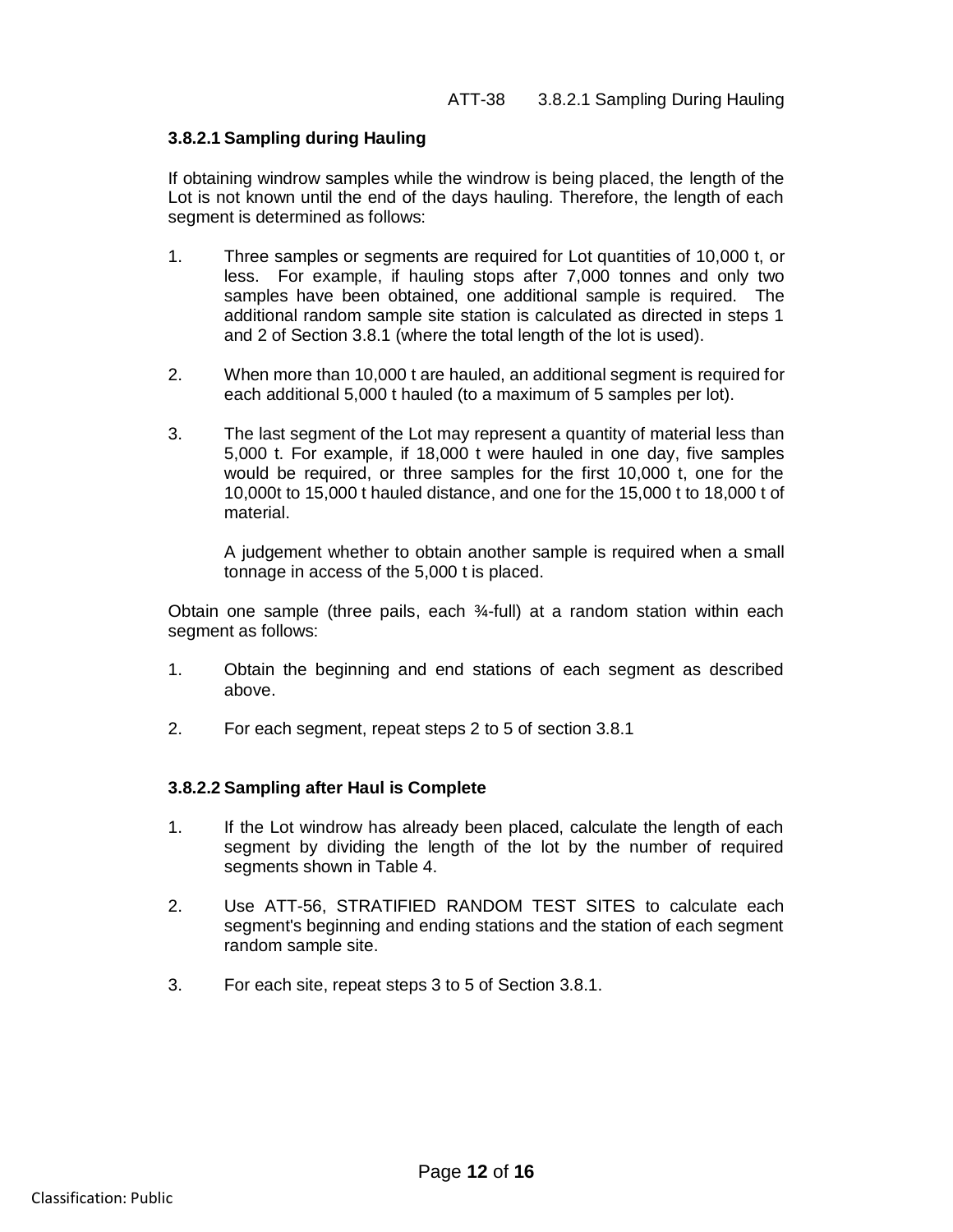### 3.8.2.1 Sampling during Hauling

If obtaining windrow samples while the windrow is being placed, the length of the Lot is not known until the end of the days hauling. Therefore, the length of each segment is determined as follows:

1. Three samples or segments are required for Lot quantities of 10,000 t, or less. For example, if hauling stops after 7,000 tonnes and only two samples have been obtained, one additional sample is required. The additional random sample site station is calculated as directed in steps 1 and 2 of Section 3.8.1 (where the total length of the lot is used).

2. When more than 10,000 t are hauled, an additional segment is required for each additional 5,000 t hauled (to a maximum of 5 samples per lot).

3. The last segment of the Lot may represent a quantity of material less than 5,000 t. For example, if 18,000 t were hauled in one day, five samples would be required, or three samples for the first 10,000 t, one for the 10,000t to 15,000 t hauled distance, and one for the 15,000 t to 18,000 t of material.

   A judgement whether to obtain another sample is required when a small tonnage in access of the 5,000 t is placed.

Obtain one sample (three pails, each ¾-full) at a random station within each segment as follows:

1. Obtain the beginning and end stations of each segment as described above.

2. For each segment, repeat steps 2 to 5 of section 3.8.1

### 3.8.2.2 Sampling after Haul is Complete

1. If the Lot windrow has already been placed, calculate the length of each segment by dividing the length of the lot by the number of required segments shown in Table 4.

2. Use ATT-56, STRATIFIED RANDOM TEST SITES to calculate each segment's beginning and ending stations and the station of each segment random sample site.

3. For each site, repeat steps 3 to 5 of Section 3.8.1.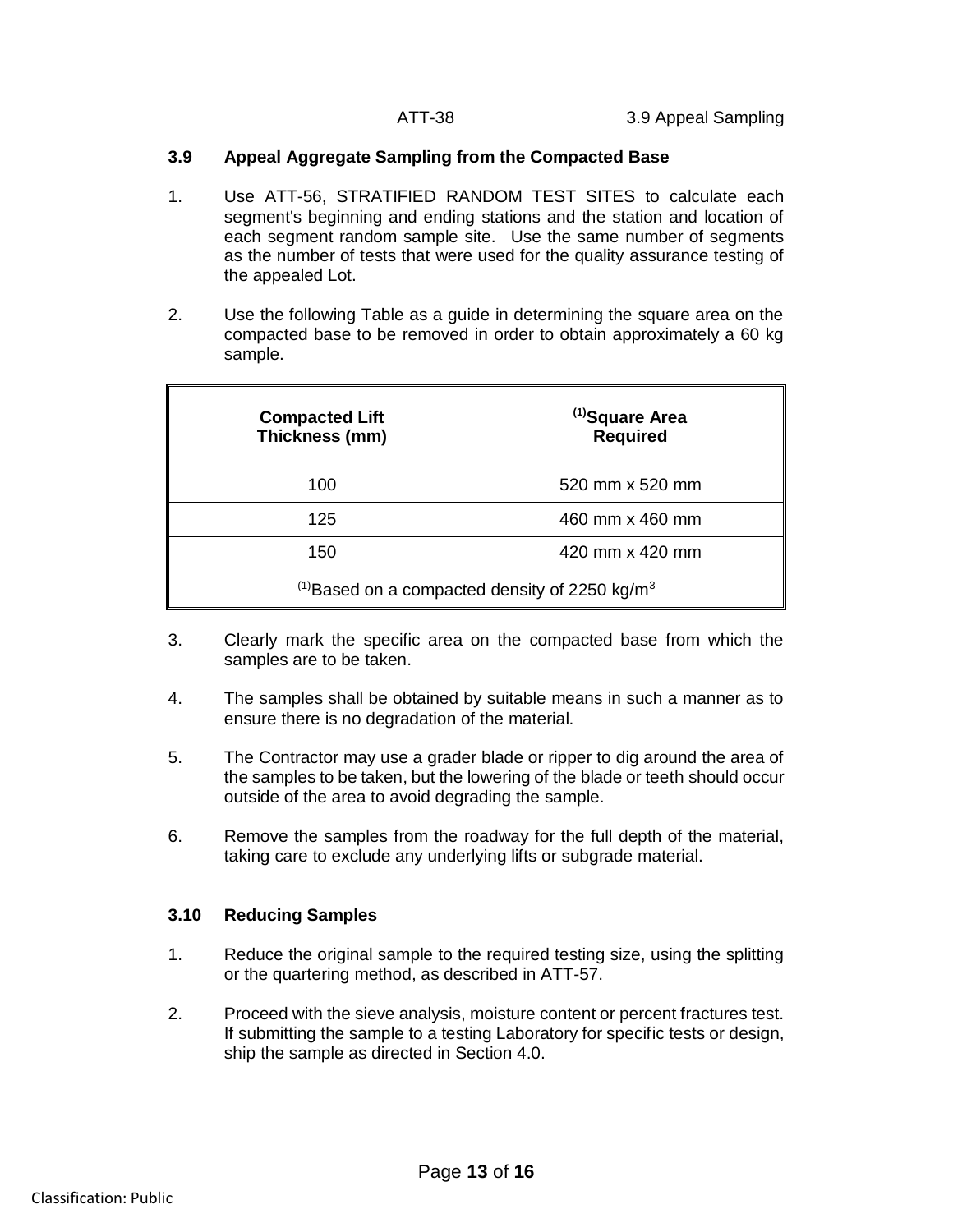### 3.9 Appeal Aggregate Sampling from the Compacted Base

1. Use ATT-56, STRATIFIED RANDOM TEST SITES to calculate each segment's beginning and ending stations and the station and location of each segment random sample site. Use the same number of segments as the number of tests that were used for the quality assurance testing of the appealed Lot.

2. Use the following Table as a guide in determining the square area on the compacted base to be removed in order to obtain approximately a 60 kg sample.

| Compacted Lift Thickness (mm) | [(1)]Square Area Required |
|---|---|
| 100 | 520 mm x 520 mm |
| 125 | 460 mm x 460 mm |
| 150 | 420 mm x 420 mm |
| [(1)]Based on a compacted density of 2250 kg/m$^3$ | |

3. Clearly mark the specific area on the compacted base from which the samples are to be taken.

4. The samples shall be obtained by suitable means in such a manner as to ensure there is no degradation of the material.

5. The Contractor may use a grader blade or ripper to dig around the area of the samples to be taken, but the lowering of the blade or teeth should occur outside of the area to avoid degrading the sample.

6. Remove the samples from the roadway for the full depth of the material, taking care to exclude any underlying lifts or subgrade material.

### 3.10 Reducing Samples

1. Reduce the original sample to the required testing size, using the splitting or the quartering method, as described in ATT-57.

2. Proceed with the sieve analysis, moisture content or percent fractures test. If submitting the sample to a testing Laboratory for specific tests or design, ship the sample as directed in Section 4.0.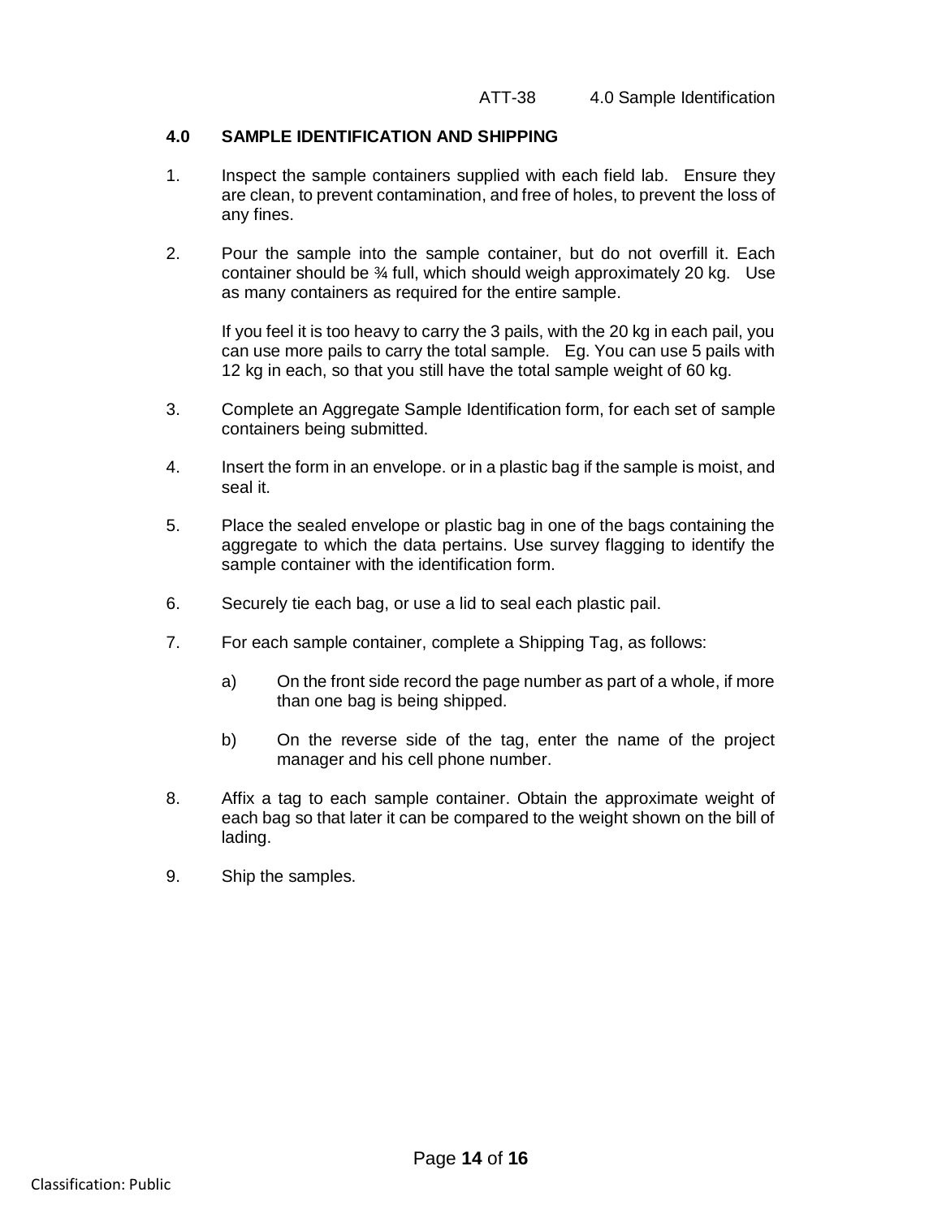## 4.0 SAMPLE IDENTIFICATION AND SHIPPING

1. Inspect the sample containers supplied with each field lab. Ensure they are clean, to prevent contamination, and free of holes, to prevent the loss of any fines.

2. Pour the sample into the sample container, but do not overfill it. Each container should be ¾ full, which should weigh approximately 20 kg. Use as many containers as required for the entire sample.

   If you feel it is too heavy to carry the 3 pails, with the 20 kg in each pail, you can use more pails to carry the total sample. Eg. You can use 5 pails with 12 kg in each, so that you still have the total sample weight of 60 kg.

3. Complete an Aggregate Sample Identification form, for each set of sample containers being submitted.

4. Insert the form in an envelope. or in a plastic bag if the sample is moist, and seal it.

5. Place the sealed envelope or plastic bag in one of the bags containing the aggregate to which the data pertains. Use survey flagging to identify the sample container with the identification form.

6. Securely tie each bag, or use a lid to seal each plastic pail.

7. For each sample container, complete a Shipping Tag, as follows:

   a) On the front side record the page number as part of a whole, if more than one bag is being shipped.

   b) On the reverse side of the tag, enter the name of the project manager and his cell phone number.

8. Affix a tag to each sample container. Obtain the approximate weight of each bag so that later it can be compared to the weight shown on the bill of lading.

9. Ship the samples.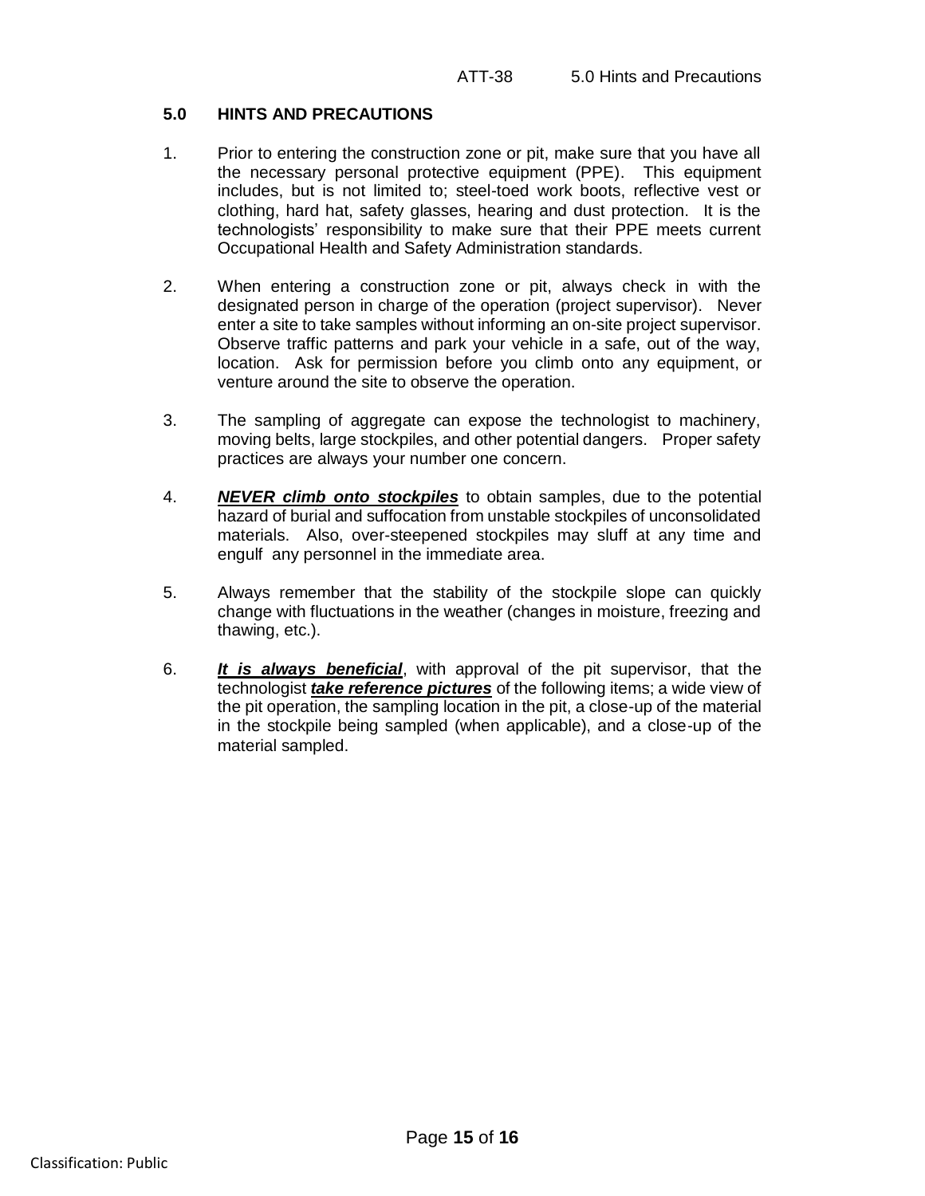## 5.0 HINTS AND PRECAUTIONS

1. Prior to entering the construction zone or pit, make sure that you have all the necessary personal protective equipment (PPE). This equipment includes, but is not limited to; steel-toed work boots, reflective vest or clothing, hard hat, safety glasses, hearing and dust protection. It is the technologists' responsibility to make sure that their PPE meets current Occupational Health and Safety Administration standards.

2. When entering a construction zone or pit, always check in with the designated person in charge of the operation (project supervisor). Never enter a site to take samples without informing an on-site project supervisor. Observe traffic patterns and park your vehicle in a safe, out of the way, location. Ask for permission before you climb onto any equipment, or venture around the site to observe the operation.

3. The sampling of aggregate can expose the technologist to machinery, moving belts, large stockpiles, and other potential dangers. Proper safety practices are always your number one concern.

4. <u>***NEVER climb onto stockpiles***</u> to obtain samples, due to the potential hazard of burial and suffocation from unstable stockpiles of unconsolidated materials. Also, over-steepened stockpiles may sluff at any time and engulf any personnel in the immediate area.

5. Always remember that the stability of the stockpile slope can quickly change with fluctuations in the weather (changes in moisture, freezing and thawing, etc.).

6. <u>***It is always beneficial***</u>, with approval of the pit supervisor, that the technologist <u>***take reference pictures***</u> of the following items; a wide view of the pit operation, the sampling location in the pit, a close-up of the material in the stockpile being sampled (when applicable), and a close-up of the material sampled.